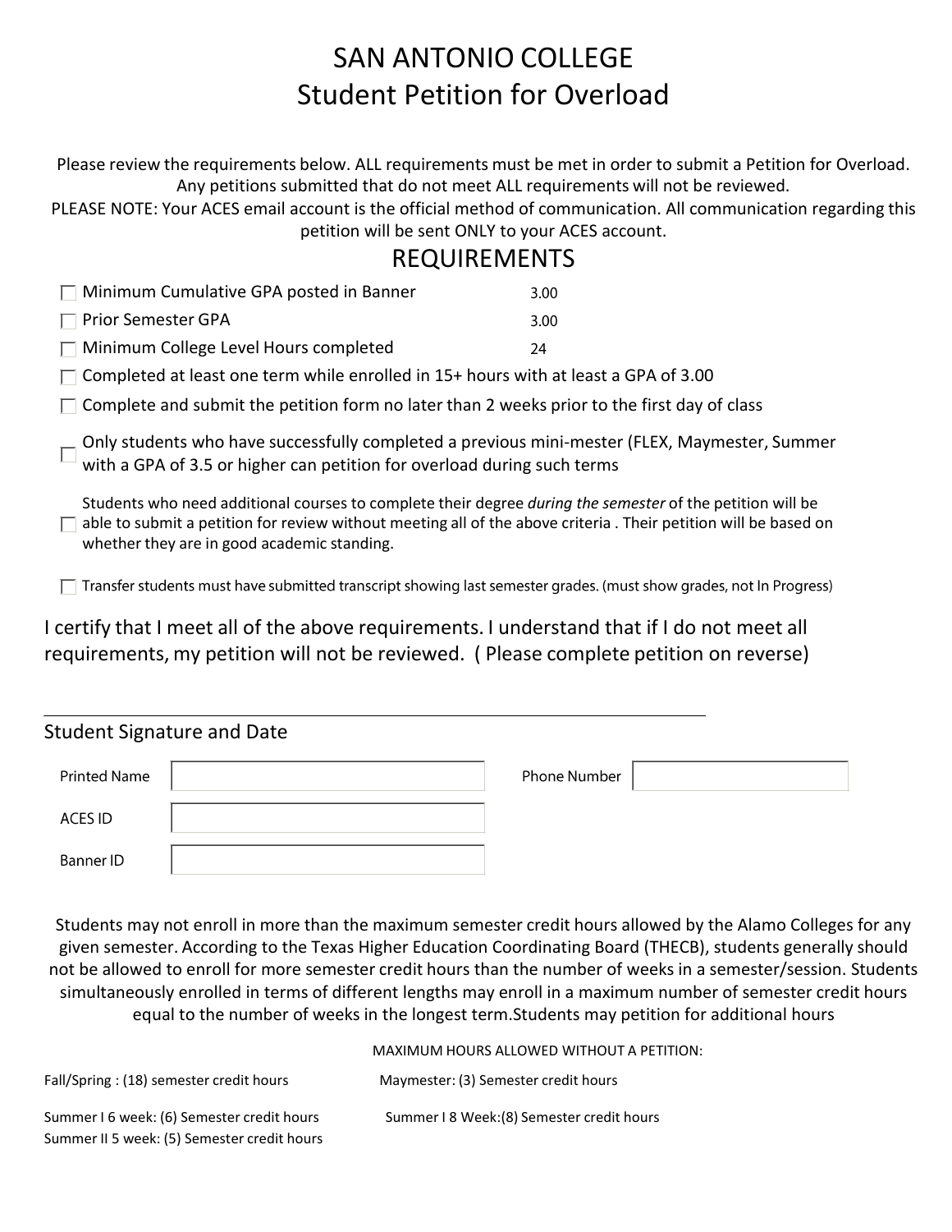# SAN ANTONIO COLLEGE
## Student Petition for Overload

Please review the requirements below. ALL requirements must be met in order to submit a Petition for Overload. Any petitions submitted that do not meet ALL requirements will not be reviewed.
PLEASE NOTE: Your ACES email account is the official method of communication. All communication regarding this petition will be sent ONLY to your ACES account.

## REQUIREMENTS

- ☐ Minimum Cumulative GPA posted in Banner 3.00
- ☐ Prior Semester GPA 3.00
- ☐ Minimum College Level Hours completed 24
- ☐ Completed at least one term while enrolled in 15+ hours with at least a GPA of 3.00
- ☐ Complete and submit the petition form no later than 2 weeks prior to the first day of class
- ☐ Only students who have successfully completed a previous mini-mester (FLEX, Maymester, Summer with a GPA of 3.5 or higher can petition for overload during such terms
- ☐ Students who need additional courses to complete their degree *during the semester* of the petition will be able to submit a petition for review without meeting all of the above criteria . Their petition will be based on whether they are in good academic standing.
- ☐ Transfer students must have submitted transcript showing last semester grades. (must show grades, not In Progress)

I certify that I meet all of the above requirements. I understand that if I do not meet all requirements, my petition will not be reviewed. ( Please complete petition on reverse)

\_\_\_\_\_\_\_\_\_\_\_\_\_\_\_\_\_\_\_\_\_\_\_\_\_\_\_\_\_\_\_\_\_\_\_\_\_\_\_\_\_\_\_\_\_\_\_\_

Student Signature and Date

Printed Name \_\_\_\_\_\_\_\_\_\_\_\_\_\_\_\_\_\_\_\_ Phone Number \_\_\_\_\_\_\_\_\_\_\_\_\_\_\_\_

ACES ID \_\_\_\_\_\_\_\_\_\_\_\_\_\_\_\_\_\_\_\_

Banner ID \_\_\_\_\_\_\_\_\_\_\_\_\_\_\_\_\_\_\_\_

Students may not enroll in more than the maximum semester credit hours allowed by the Alamo Colleges for any given semester. According to the Texas Higher Education Coordinating Board (THECB), students generally should not be allowed to enroll for more semester credit hours than the number of weeks in a semester/session. Students simultaneously enrolled in terms of different lengths may enroll in a maximum number of semester credit hours equal to the number of weeks in the longest term.Students may petition for additional hours

MAXIMUM HOURS ALLOWED WITHOUT A PETITION:

Fall/Spring : (18) semester credit hours

Maymester: (3) Semester credit hours

Summer I 6 week: (6) Semester credit hours

Summer I 8 Week:(8) Semester credit hours

Summer II 5 week: (5) Semester credit hours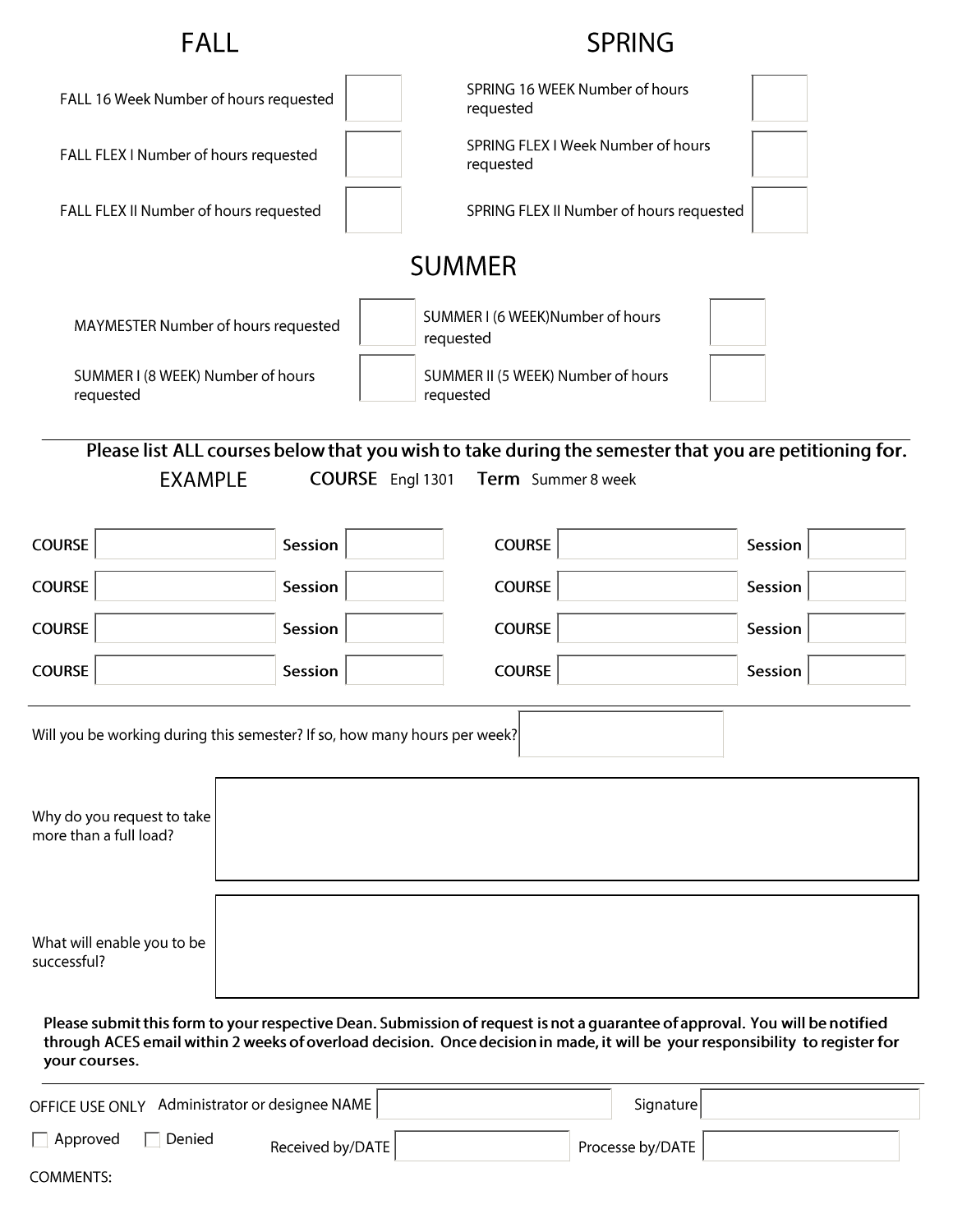## FALL

| | |
|---|---|
| FALL 16 Week Number of hours requested | |
| FALL FLEX I Number of hours requested | |
| FALL FLEX II Number of hours requested | |

## SPRING

| | |
|---|---|
| SPRING 16 WEEK Number of hours requested | |
| SPRING FLEX I Week Number of hours requested | |
| SPRING FLEX II Number of hours requested | |

## SUMMER

| | | | |
|---|---|---|---|
| MAYMESTER Number of hours requested | | SUMMER I (6 WEEK)Number of hours requested | |
| SUMMER I (8 WEEK) Number of hours requested | | SUMMER II (5 WEEK) Number of hours requested | |

**Please list ALL courses below that you wish to take during the semester that you are petitioning for.**

EXAMPLE **COURSE** Engl 1301 **Term** Summer 8 week

| | | | | | | | |
|---|---|---|---|---|---|---|---|
| **COURSE** | | **Session** | | **COURSE** | | **Session** | |
| **COURSE** | | **Session** | | **COURSE** | | **Session** | |
| **COURSE** | | **Session** | | **COURSE** | | **Session** | |
| **COURSE** | | **Session** | | **COURSE** | | **Session** | |

Will you be working during this semester? If so, how many hours per week?

Why do you request to take more than a full load?

What will enable you to be successful?

**Please submit this form to your respective Dean. Submission of request is not a guarantee of approval. You will be notified through ACES email within 2 weeks of overload decision. Once decision in made, it will be your responsibility to register for your courses.**

OFFICE USE ONLY Administrator or designee NAME ______ Signature ______

☐ Approved ☐ Denied Received by/DATE ______ Processe by/DATE ______

COMMENTS: